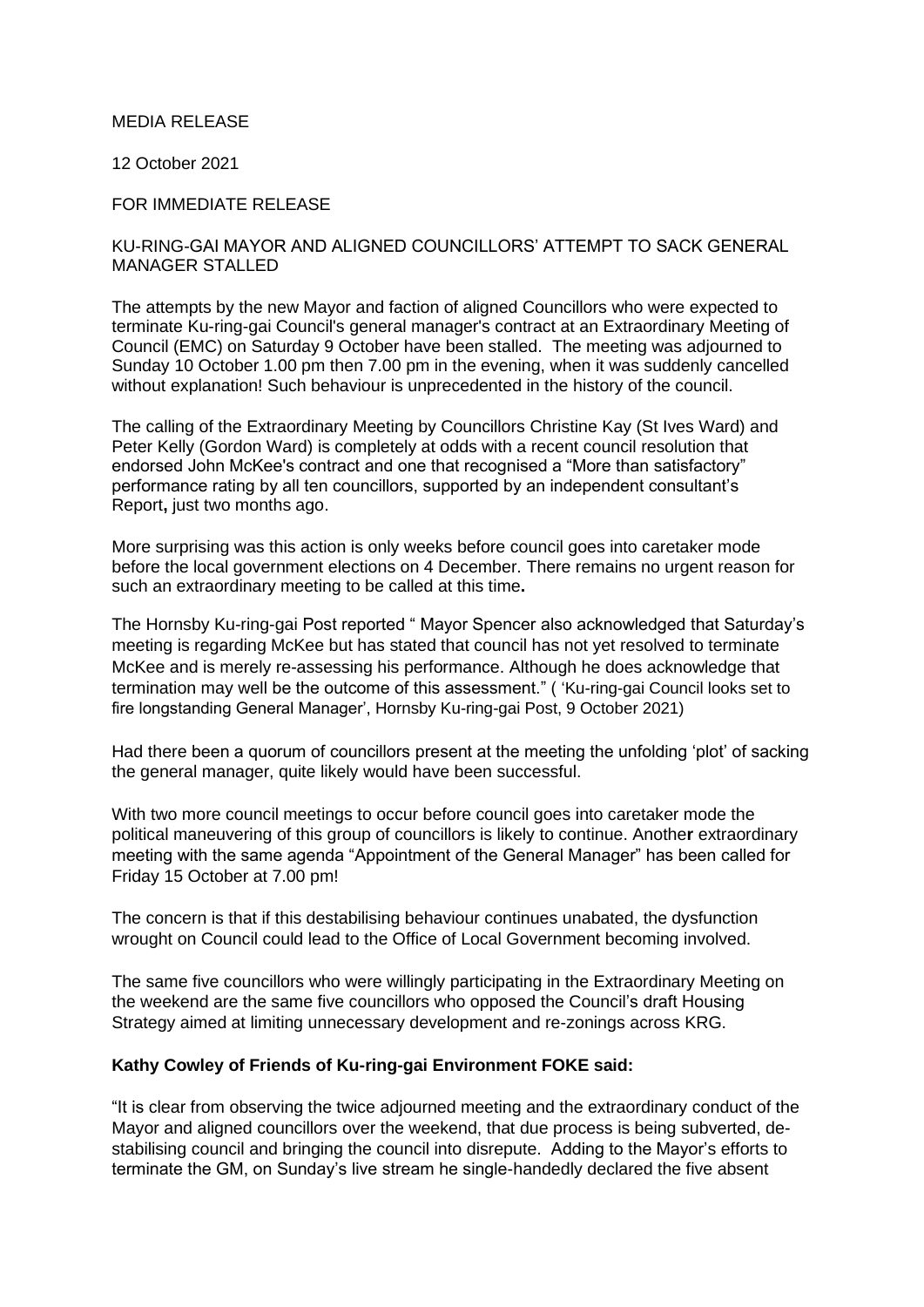MEDIA RELEASE

12 October 2021

FOR IMMEDIATE RELEASE

KU-RING-GAI MAYOR AND ALIGNED COUNCILLORS' ATTEMPT TO SACK GENERAL MANAGER STALLED

The attempts by the new Mayor and faction of aligned Councillors who were expected to terminate Ku-ring-gai Council's general manager's contract at an Extraordinary Meeting of Council (EMC) on Saturday 9 October have been stalled. The meeting was adjourned to Sunday 10 October 1.00 pm then 7.00 pm in the evening, when it was suddenly cancelled without explanation! Such behaviour is unprecedented in the history of the council.

The calling of the Extraordinary Meeting by Councillors Christine Kay (St Ives Ward) and Peter Kelly (Gordon Ward) is completely at odds with a recent council resolution that endorsed John McKee's contract and one that recognised a "More than satisfactory" performance rating by all ten councillors, supported by an independent consultant's Report**,** just two months ago.

More surprising was this action is only weeks before council goes into caretaker mode before the local government elections on 4 December. There remains no urgent reason for such an extraordinary meeting to be called at this time**.**

The Hornsby Ku-ring-gai Post reported " Mayor Spencer also acknowledged that Saturday's meeting is regarding McKee but has stated that council has not yet resolved to terminate McKee and is merely re-assessing his performance. Although he does acknowledge that termination may well be the outcome of this assessment." ( 'Ku-ring-gai Council looks set to fire longstanding General Manager', Hornsby Ku-ring-gai Post, 9 October 2021)

Had there been a quorum of councillors present at the meeting the unfolding 'plot' of sacking the general manager, quite likely would have been successful.

With two more council meetings to occur before council goes into caretaker mode the political maneuvering of this group of councillors is likely to continue. Another extraordinary meeting with the same agenda "Appointment of the General Manager" has been called for Friday 15 October at 7.00 pm!

The concern is that if this destabilising behaviour continues unabated, the dysfunction wrought on Council could lead to the Office of Local Government becoming involved.

The same five councillors who were willingly participating in the Extraordinary Meeting on the weekend are the same five councillors who opposed the Council's draft Housing Strategy aimed at limiting unnecessary development and re-zonings across KRG.

**Kathy Cowley of Friends of Ku-ring-gai Environment FOKE said:**

"It is clear from observing the twice adjourned meeting and the extraordinary conduct of the Mayor and aligned councillors over the weekend, that due process is being subverted, de-stabilising council and bringing the council into disrepute. Adding to the Mayor's efforts to terminate the GM, on Sunday's live stream he single-handedly declared the five absent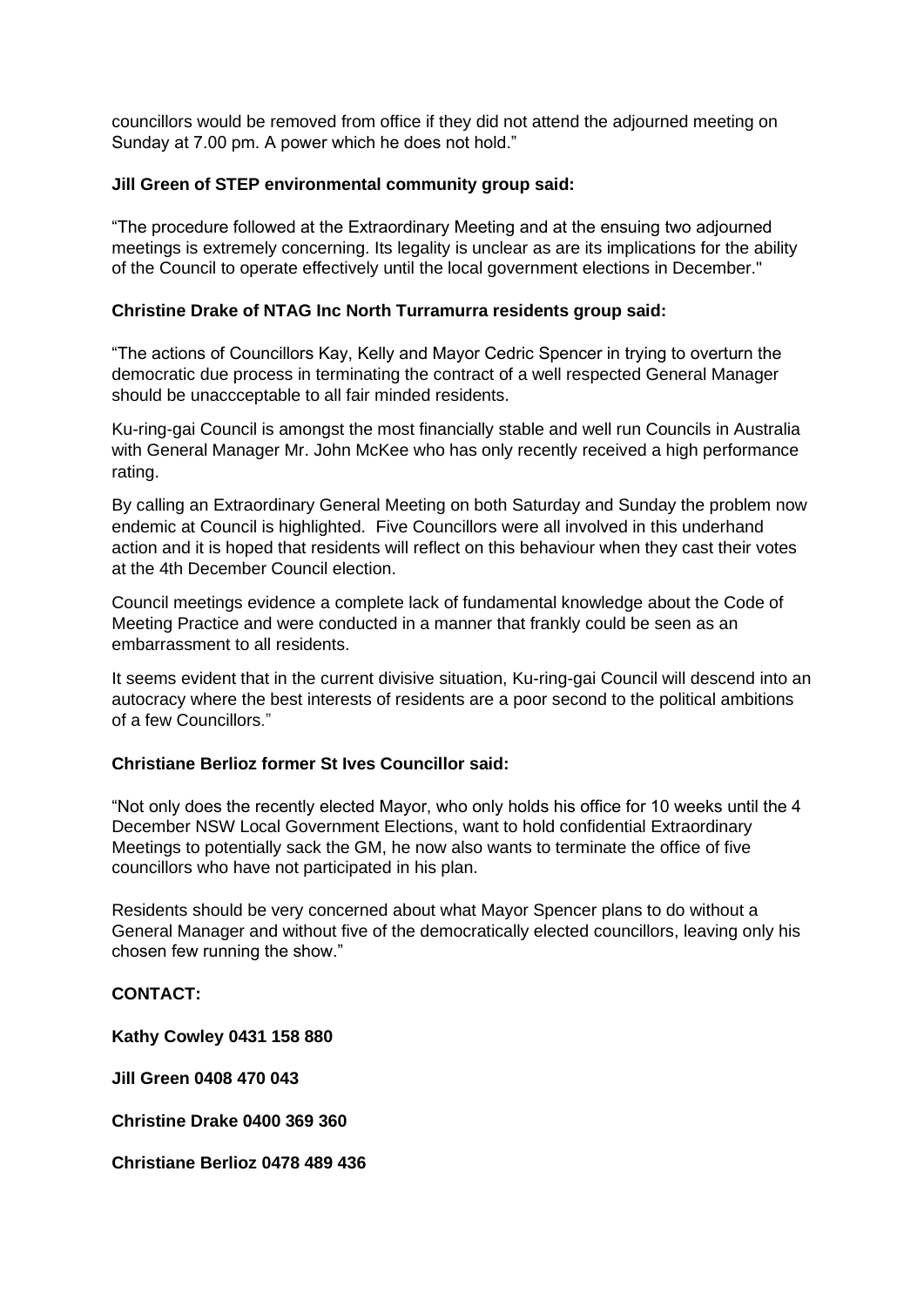councillors would be removed from office if they did not attend the adjourned meeting on Sunday at 7.00 pm. A power which he does not hold."

**Jill Green of STEP environmental community group said:**

"The procedure followed at the Extraordinary Meeting and at the ensuing two adjourned meetings is extremely concerning. Its legality is unclear as are its implications for the ability of the Council to operate effectively until the local government elections in December."

**Christine Drake of NTAG Inc North Turramurra residents group said:**

"The actions of Councillors Kay, Kelly and Mayor Cedric Spencer in trying to overturn the democratic due process in terminating the contract of a well respected General Manager should be unaccceptable to all fair minded residents.

Ku-ring-gai Council is amongst the most financially stable and well run Councils in Australia with General Manager Mr. John McKee who has only recently received a high performance rating.

By calling an Extraordinary General Meeting on both Saturday and Sunday the problem now endemic at Council is highlighted. Five Councillors were all involved in this underhand action and it is hoped that residents will reflect on this behaviour when they cast their votes at the 4th December Council election.

Council meetings evidence a complete lack of fundamental knowledge about the Code of Meeting Practice and were conducted in a manner that frankly could be seen as an embarrassment to all residents.

It seems evident that in the current divisive situation, Ku-ring-gai Council will descend into an autocracy where the best interests of residents are a poor second to the political ambitions of a few Councillors."

**Christiane Berlioz former St Ives Councillor said:**

"Not only does the recently elected Mayor, who only holds his office for 10 weeks until the 4 December NSW Local Government Elections, want to hold confidential Extraordinary Meetings to potentially sack the GM, he now also wants to terminate the office of five councillors who have not participated in his plan.

Residents should be very concerned about what Mayor Spencer plans to do without a General Manager and without five of the democratically elected councillors, leaving only his chosen few running the show."

**CONTACT:**

**Kathy Cowley 0431 158 880**

**Jill Green 0408 470 043**

**Christine Drake 0400 369 360**

**Christiane Berlioz 0478 489 436**